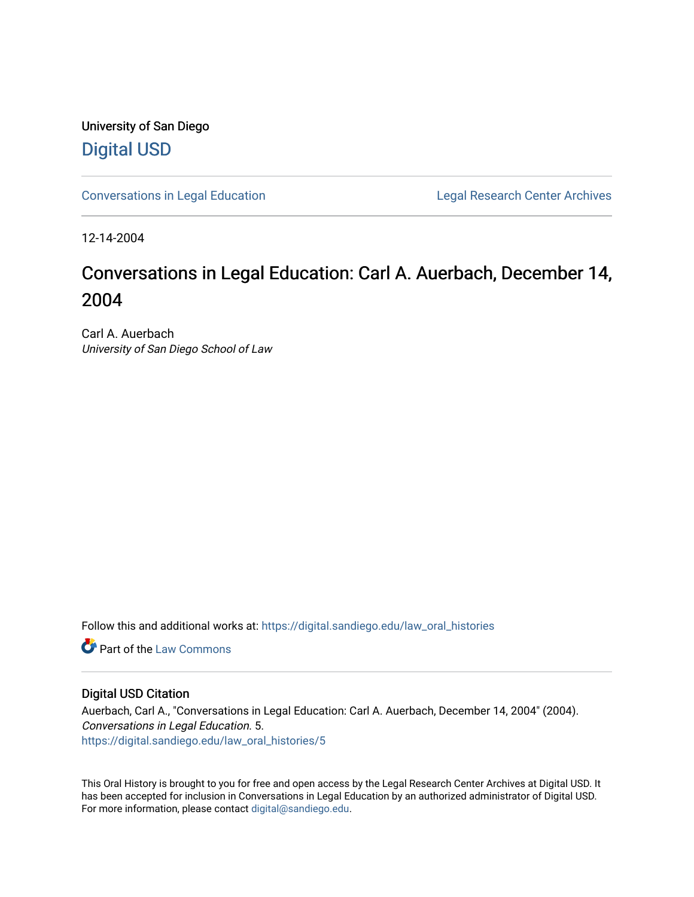University of San Diego

# Digital USD

Conversations in Legal Education | Legal Research Center Archives

12-14-2004

# Conversations in Legal Education: Carl A. Auerbach, December 14, 2004

Carl A. Auerbach
*University of San Diego School of Law*

Follow this and additional works at: https://digital.sandiego.edu/law_oral_histories

Part of the Law Commons

## Digital USD Citation

Auerbach, Carl A., "Conversations in Legal Education: Carl A. Auerbach, December 14, 2004" (2004). *Conversations in Legal Education*. 5.
https://digital.sandiego.edu/law_oral_histories/5

This Oral History is brought to you for free and open access by the Legal Research Center Archives at Digital USD. It has been accepted for inclusion in Conversations in Legal Education by an authorized administrator of Digital USD. For more information, please contact digital@sandiego.edu.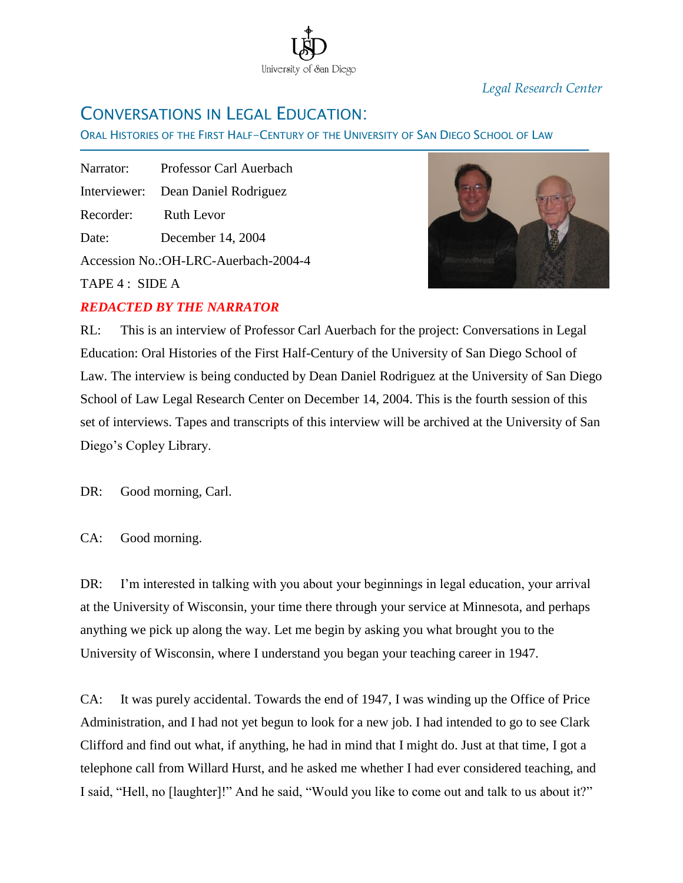University of San Diego

*Legal Research Center*

# CONVERSATIONS IN LEGAL EDUCATION:

## ORAL HISTORIES OF THE FIRST HALF-CENTURY OF THE UNIVERSITY OF SAN DIEGO SCHOOL OF LAW

Narrator: Professor Carl Auerbach

Interviewer: Dean Daniel Rodriguez

Recorder: Ruth Levor

Date: December 14, 2004

Accession No.:OH-LRC-Auerbach-2004-4

TAPE 4 : SIDE A

***REDACTED BY THE NARRATOR***

RL: This is an interview of Professor Carl Auerbach for the project: Conversations in Legal Education: Oral Histories of the First Half-Century of the University of San Diego School of Law. The interview is being conducted by Dean Daniel Rodriguez at the University of San Diego School of Law Legal Research Center on December 14, 2004. This is the fourth session of this set of interviews. Tapes and transcripts of this interview will be archived at the University of San Diego's Copley Library.

DR: Good morning, Carl.

CA: Good morning.

DR: I'm interested in talking with you about your beginnings in legal education, your arrival at the University of Wisconsin, your time there through your service at Minnesota, and perhaps anything we pick up along the way. Let me begin by asking you what brought you to the University of Wisconsin, where I understand you began your teaching career in 1947.

CA: It was purely accidental. Towards the end of 1947, I was winding up the Office of Price Administration, and I had not yet begun to look for a new job. I had intended to go to see Clark Clifford and find out what, if anything, he had in mind that I might do. Just at that time, I got a telephone call from Willard Hurst, and he asked me whether I had ever considered teaching, and I said, "Hell, no [laughter]!" And he said, "Would you like to come out and talk to us about it?"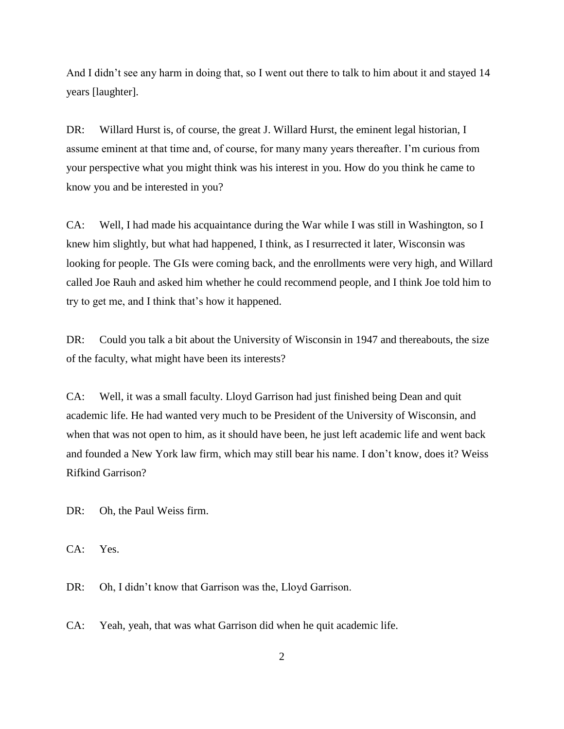And I didn’t see any harm in doing that, so I went out there to talk to him about it and stayed 14 years [laughter].

DR: Willard Hurst is, of course, the great J. Willard Hurst, the eminent legal historian, I assume eminent at that time and, of course, for many many years thereafter. I’m curious from your perspective what you might think was his interest in you. How do you think he came to know you and be interested in you?

CA: Well, I had made his acquaintance during the War while I was still in Washington, so I knew him slightly, but what had happened, I think, as I resurrected it later, Wisconsin was looking for people. The GIs were coming back, and the enrollments were very high, and Willard called Joe Rauh and asked him whether he could recommend people, and I think Joe told him to try to get me, and I think that’s how it happened.

DR: Could you talk a bit about the University of Wisconsin in 1947 and thereabouts, the size of the faculty, what might have been its interests?

CA: Well, it was a small faculty. Lloyd Garrison had just finished being Dean and quit academic life. He had wanted very much to be President of the University of Wisconsin, and when that was not open to him, as it should have been, he just left academic life and went back and founded a New York law firm, which may still bear his name. I don’t know, does it? Weiss Rifkind Garrison?

DR: Oh, the Paul Weiss firm.

CA: Yes.

DR: Oh, I didn’t know that Garrison was the, Lloyd Garrison.

CA: Yeah, yeah, that was what Garrison did when he quit academic life.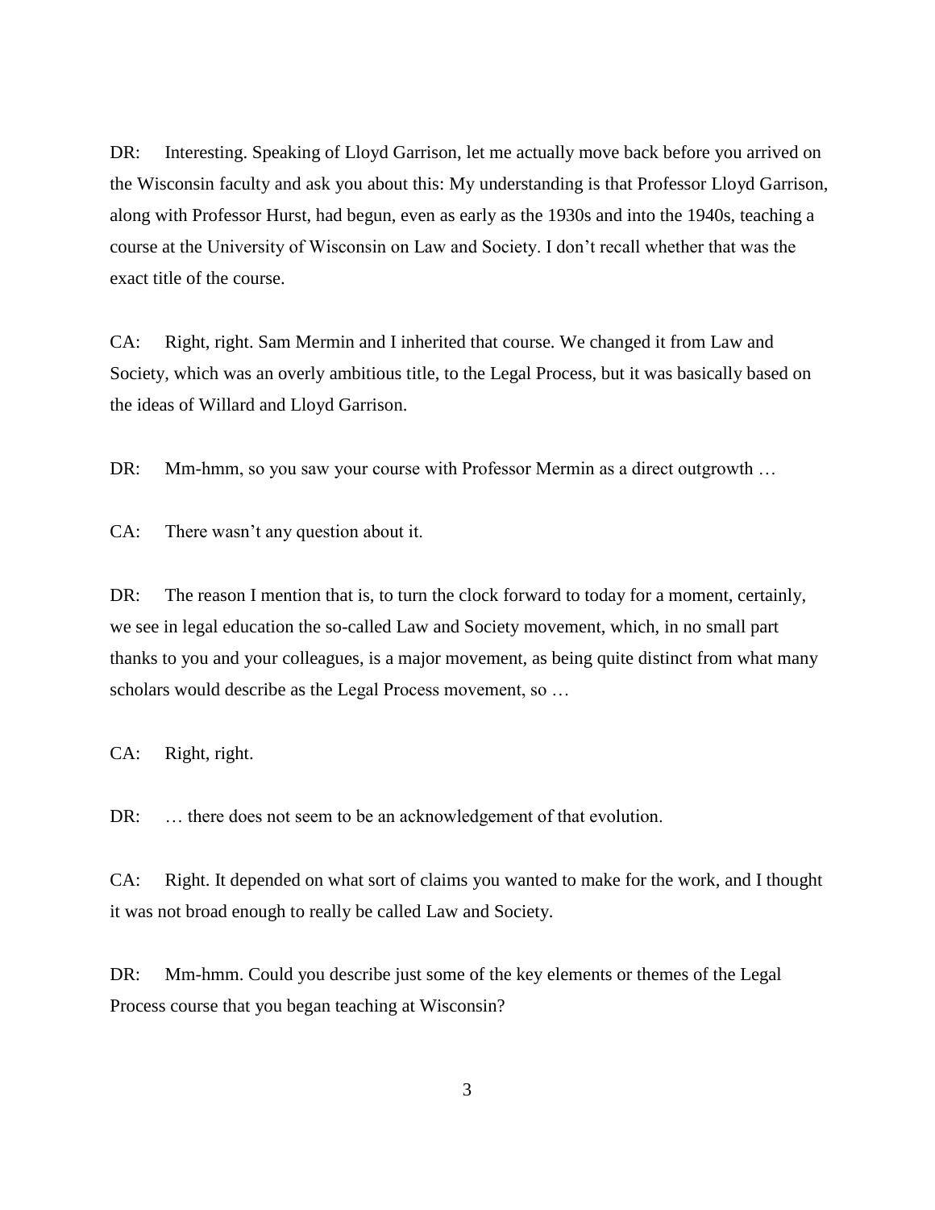DR: Interesting. Speaking of Lloyd Garrison, let me actually move back before you arrived on the Wisconsin faculty and ask you about this: My understanding is that Professor Lloyd Garrison, along with Professor Hurst, had begun, even as early as the 1930s and into the 1940s, teaching a course at the University of Wisconsin on Law and Society. I don't recall whether that was the exact title of the course.

CA: Right, right. Sam Mermin and I inherited that course. We changed it from Law and Society, which was an overly ambitious title, to the Legal Process, but it was basically based on the ideas of Willard and Lloyd Garrison.

DR: Mm-hmm, so you saw your course with Professor Mermin as a direct outgrowth …

CA: There wasn't any question about it.

DR: The reason I mention that is, to turn the clock forward to today for a moment, certainly, we see in legal education the so-called Law and Society movement, which, in no small part thanks to you and your colleagues, is a major movement, as being quite distinct from what many scholars would describe as the Legal Process movement, so …

CA: Right, right.

DR: … there does not seem to be an acknowledgement of that evolution.

CA: Right. It depended on what sort of claims you wanted to make for the work, and I thought it was not broad enough to really be called Law and Society.

DR: Mm-hmm. Could you describe just some of the key elements or themes of the Legal Process course that you began teaching at Wisconsin?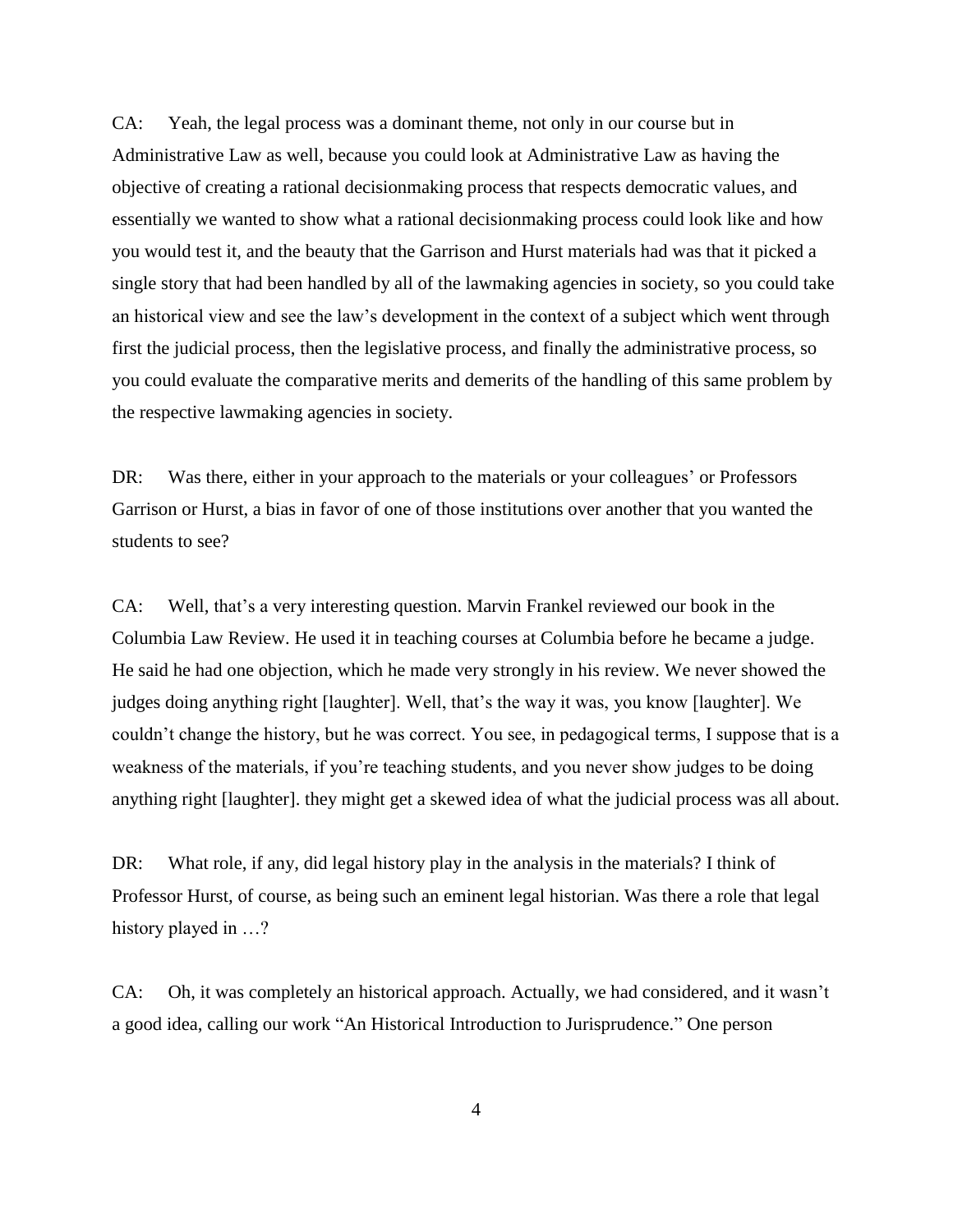CA: Yeah, the legal process was a dominant theme, not only in our course but in Administrative Law as well, because you could look at Administrative Law as having the objective of creating a rational decisionmaking process that respects democratic values, and essentially we wanted to show what a rational decisionmaking process could look like and how you would test it, and the beauty that the Garrison and Hurst materials had was that it picked a single story that had been handled by all of the lawmaking agencies in society, so you could take an historical view and see the law's development in the context of a subject which went through first the judicial process, then the legislative process, and finally the administrative process, so you could evaluate the comparative merits and demerits of the handling of this same problem by the respective lawmaking agencies in society.

DR: Was there, either in your approach to the materials or your colleagues' or Professors Garrison or Hurst, a bias in favor of one of those institutions over another that you wanted the students to see?

CA: Well, that's a very interesting question. Marvin Frankel reviewed our book in the Columbia Law Review. He used it in teaching courses at Columbia before he became a judge. He said he had one objection, which he made very strongly in his review. We never showed the judges doing anything right [laughter]. Well, that's the way it was, you know [laughter]. We couldn't change the history, but he was correct. You see, in pedagogical terms, I suppose that is a weakness of the materials, if you're teaching students, and you never show judges to be doing anything right [laughter]. they might get a skewed idea of what the judicial process was all about.

DR: What role, if any, did legal history play in the analysis in the materials? I think of Professor Hurst, of course, as being such an eminent legal historian. Was there a role that legal history played in …?

CA: Oh, it was completely an historical approach. Actually, we had considered, and it wasn't a good idea, calling our work "An Historical Introduction to Jurisprudence." One person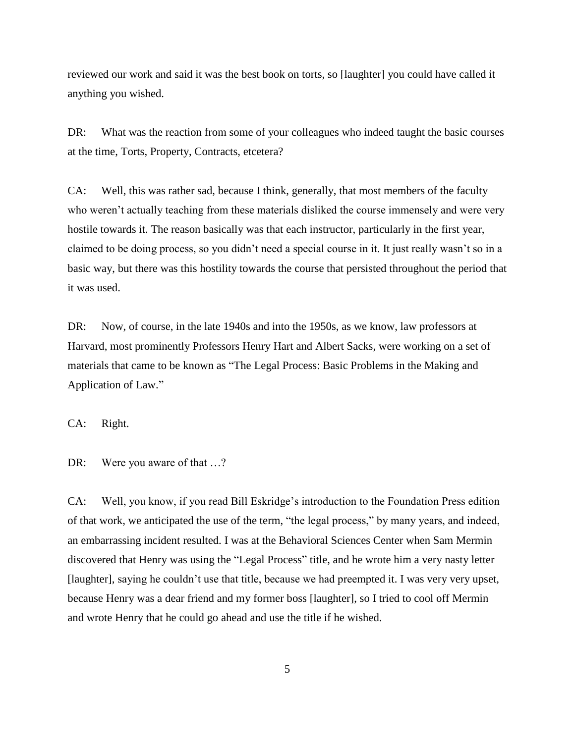reviewed our work and said it was the best book on torts, so [laughter] you could have called it anything you wished.

DR: What was the reaction from some of your colleagues who indeed taught the basic courses at the time, Torts, Property, Contracts, etcetera?

CA: Well, this was rather sad, because I think, generally, that most members of the faculty who weren't actually teaching from these materials disliked the course immensely and were very hostile towards it. The reason basically was that each instructor, particularly in the first year, claimed to be doing process, so you didn't need a special course in it. It just really wasn't so in a basic way, but there was this hostility towards the course that persisted throughout the period that it was used.

DR: Now, of course, in the late 1940s and into the 1950s, as we know, law professors at Harvard, most prominently Professors Henry Hart and Albert Sacks, were working on a set of materials that came to be known as "The Legal Process: Basic Problems in the Making and Application of Law."

CA: Right.

DR: Were you aware of that …?

CA: Well, you know, if you read Bill Eskridge's introduction to the Foundation Press edition of that work, we anticipated the use of the term, "the legal process," by many years, and indeed, an embarrassing incident resulted. I was at the Behavioral Sciences Center when Sam Mermin discovered that Henry was using the "Legal Process" title, and he wrote him a very nasty letter [laughter], saying he couldn't use that title, because we had preempted it. I was very very upset, because Henry was a dear friend and my former boss [laughter], so I tried to cool off Mermin and wrote Henry that he could go ahead and use the title if he wished.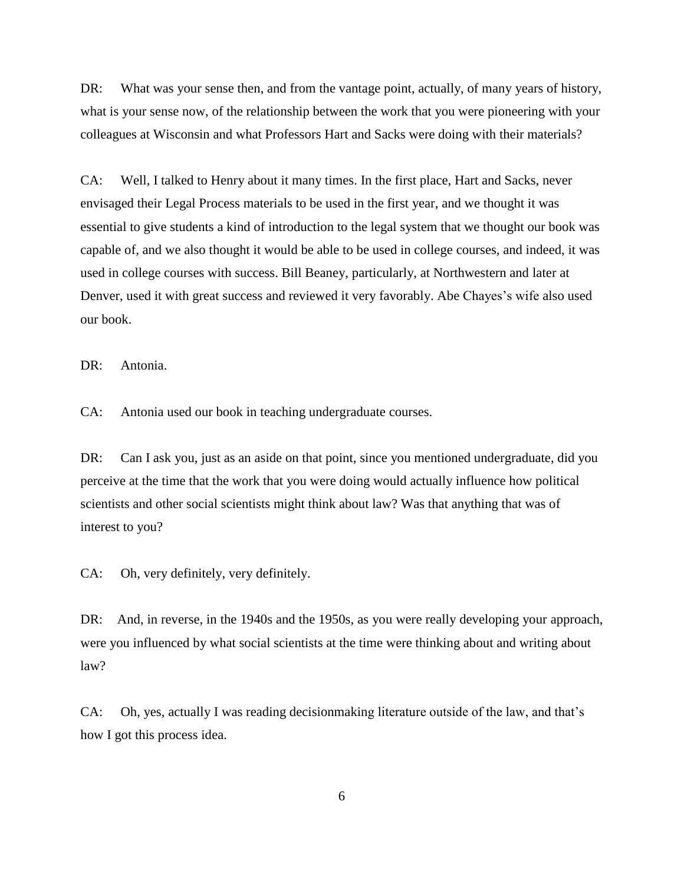DR: What was your sense then, and from the vantage point, actually, of many years of history, what is your sense now, of the relationship between the work that you were pioneering with your colleagues at Wisconsin and what Professors Hart and Sacks were doing with their materials?

CA: Well, I talked to Henry about it many times. In the first place, Hart and Sacks, never envisaged their Legal Process materials to be used in the first year, and we thought it was essential to give students a kind of introduction to the legal system that we thought our book was capable of, and we also thought it would be able to be used in college courses, and indeed, it was used in college courses with success. Bill Beaney, particularly, at Northwestern and later at Denver, used it with great success and reviewed it very favorably. Abe Chayes's wife also used our book.

DR: Antonia.

CA: Antonia used our book in teaching undergraduate courses.

DR: Can I ask you, just as an aside on that point, since you mentioned undergraduate, did you perceive at the time that the work that you were doing would actually influence how political scientists and other social scientists might think about law? Was that anything that was of interest to you?

CA: Oh, very definitely, very definitely.

DR: And, in reverse, in the 1940s and the 1950s, as you were really developing your approach, were you influenced by what social scientists at the time were thinking about and writing about law?

CA: Oh, yes, actually I was reading decisionmaking literature outside of the law, and that's how I got this process idea.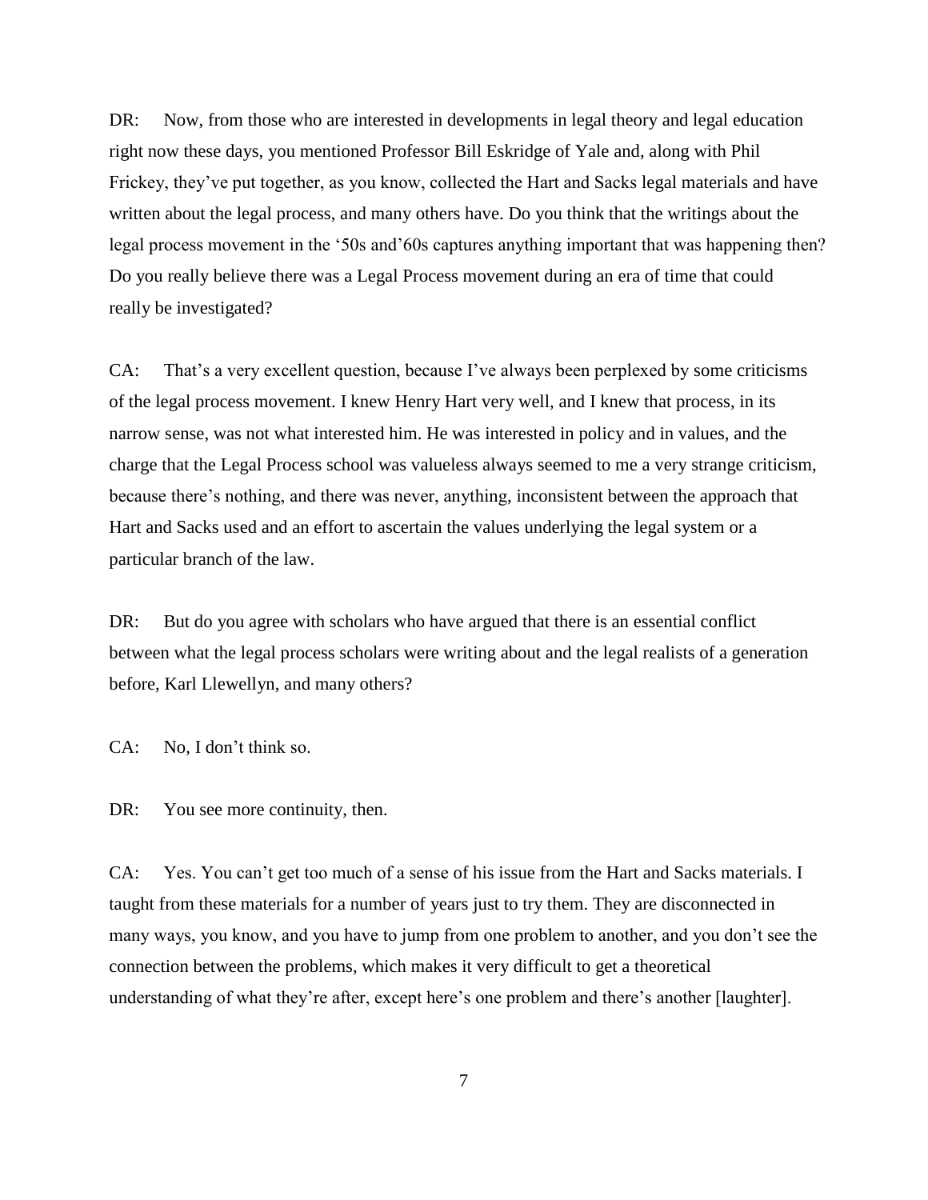DR: Now, from those who are interested in developments in legal theory and legal education right now these days, you mentioned Professor Bill Eskridge of Yale and, along with Phil Frickey, they've put together, as you know, collected the Hart and Sacks legal materials and have written about the legal process, and many others have. Do you think that the writings about the legal process movement in the '50s and'60s captures anything important that was happening then? Do you really believe there was a Legal Process movement during an era of time that could really be investigated?

CA: That's a very excellent question, because I've always been perplexed by some criticisms of the legal process movement. I knew Henry Hart very well, and I knew that process, in its narrow sense, was not what interested him. He was interested in policy and in values, and the charge that the Legal Process school was valueless always seemed to me a very strange criticism, because there's nothing, and there was never, anything, inconsistent between the approach that Hart and Sacks used and an effort to ascertain the values underlying the legal system or a particular branch of the law.

DR: But do you agree with scholars who have argued that there is an essential conflict between what the legal process scholars were writing about and the legal realists of a generation before, Karl Llewellyn, and many others?

CA: No, I don't think so.

DR: You see more continuity, then.

CA: Yes. You can't get too much of a sense of his issue from the Hart and Sacks materials. I taught from these materials for a number of years just to try them. They are disconnected in many ways, you know, and you have to jump from one problem to another, and you don't see the connection between the problems, which makes it very difficult to get a theoretical understanding of what they're after, except here's one problem and there's another [laughter].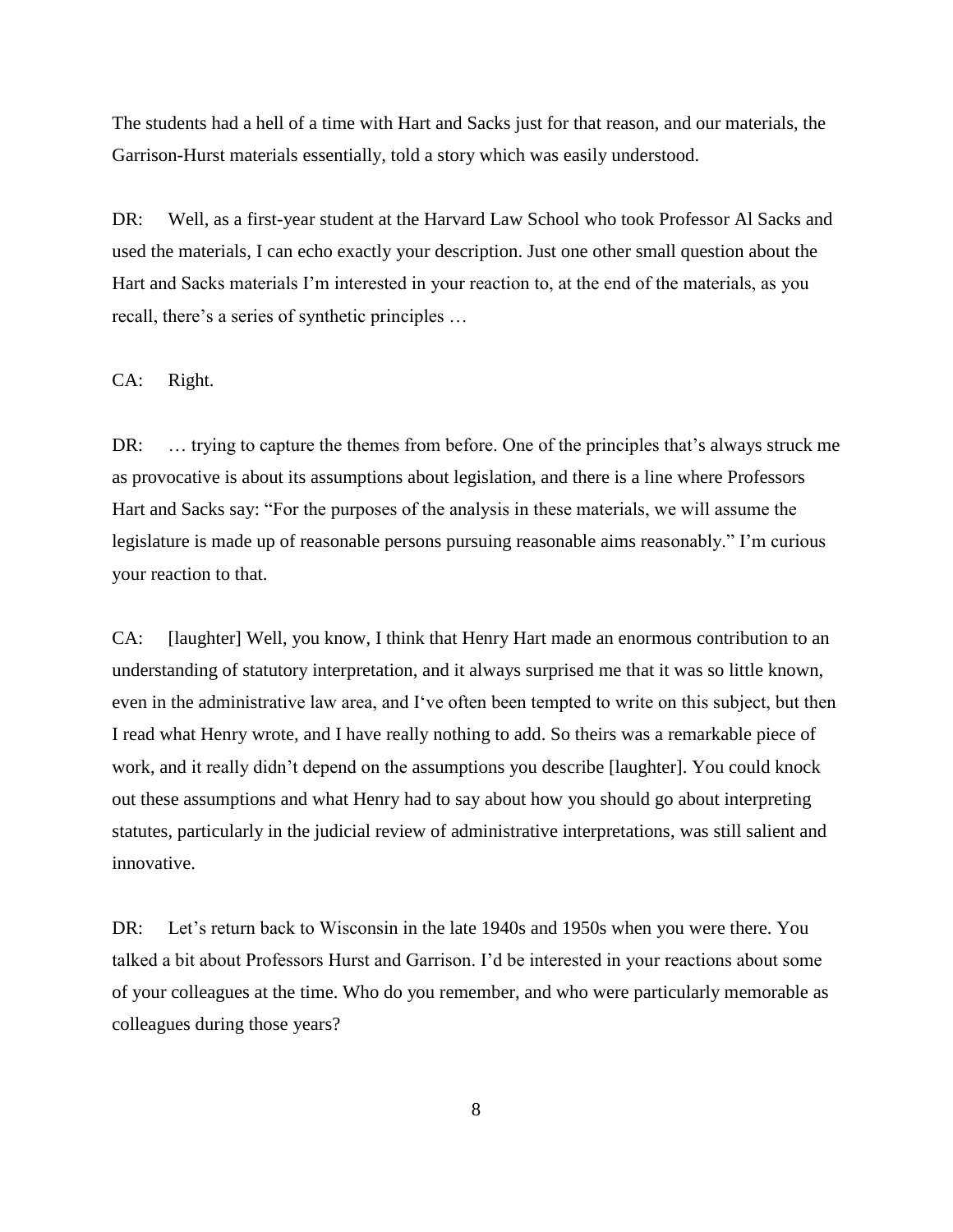The students had a hell of a time with Hart and Sacks just for that reason, and our materials, the Garrison-Hurst materials essentially, told a story which was easily understood.

DR: Well, as a first-year student at the Harvard Law School who took Professor Al Sacks and used the materials, I can echo exactly your description. Just one other small question about the Hart and Sacks materials I'm interested in your reaction to, at the end of the materials, as you recall, there's a series of synthetic principles …

CA: Right.

DR: … trying to capture the themes from before. One of the principles that's always struck me as provocative is about its assumptions about legislation, and there is a line where Professors Hart and Sacks say: "For the purposes of the analysis in these materials, we will assume the legislature is made up of reasonable persons pursuing reasonable aims reasonably." I'm curious your reaction to that.

CA: [laughter] Well, you know, I think that Henry Hart made an enormous contribution to an understanding of statutory interpretation, and it always surprised me that it was so little known, even in the administrative law area, and I've often been tempted to write on this subject, but then I read what Henry wrote, and I have really nothing to add. So theirs was a remarkable piece of work, and it really didn't depend on the assumptions you describe [laughter]. You could knock out these assumptions and what Henry had to say about how you should go about interpreting statutes, particularly in the judicial review of administrative interpretations, was still salient and innovative.

DR: Let's return back to Wisconsin in the late 1940s and 1950s when you were there. You talked a bit about Professors Hurst and Garrison. I'd be interested in your reactions about some of your colleagues at the time. Who do you remember, and who were particularly memorable as colleagues during those years?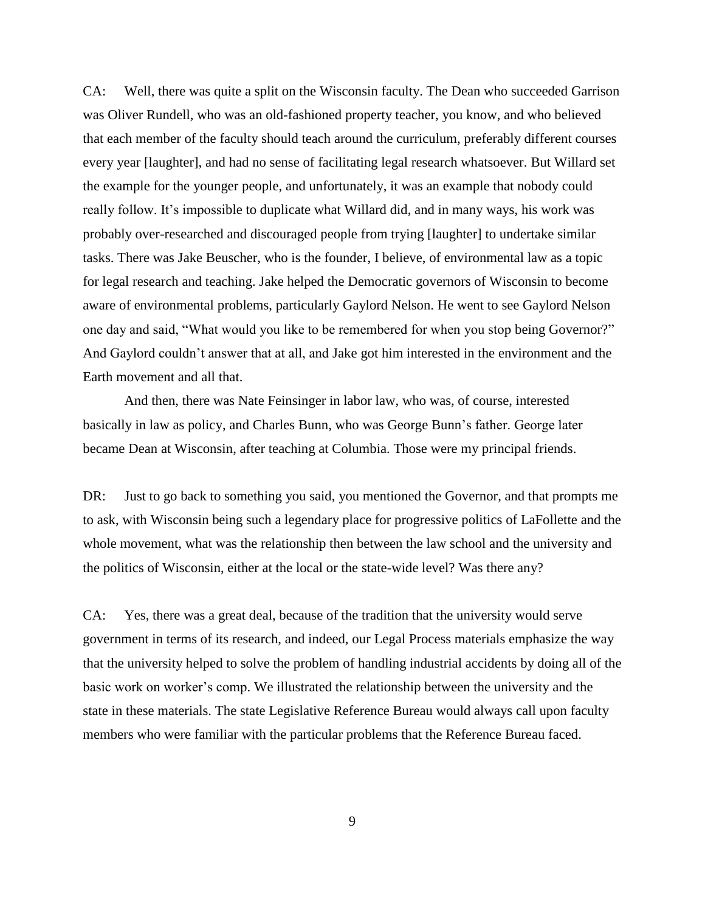CA: Well, there was quite a split on the Wisconsin faculty. The Dean who succeeded Garrison was Oliver Rundell, who was an old-fashioned property teacher, you know, and who believed that each member of the faculty should teach around the curriculum, preferably different courses every year [laughter], and had no sense of facilitating legal research whatsoever. But Willard set the example for the younger people, and unfortunately, it was an example that nobody could really follow. It's impossible to duplicate what Willard did, and in many ways, his work was probably over-researched and discouraged people from trying [laughter] to undertake similar tasks. There was Jake Beuscher, who is the founder, I believe, of environmental law as a topic for legal research and teaching. Jake helped the Democratic governors of Wisconsin to become aware of environmental problems, particularly Gaylord Nelson. He went to see Gaylord Nelson one day and said, "What would you like to be remembered for when you stop being Governor?" And Gaylord couldn't answer that at all, and Jake got him interested in the environment and the Earth movement and all that.

And then, there was Nate Feinsinger in labor law, who was, of course, interested basically in law as policy, and Charles Bunn, who was George Bunn's father. George later became Dean at Wisconsin, after teaching at Columbia. Those were my principal friends.

DR: Just to go back to something you said, you mentioned the Governor, and that prompts me to ask, with Wisconsin being such a legendary place for progressive politics of LaFollette and the whole movement, what was the relationship then between the law school and the university and the politics of Wisconsin, either at the local or the state-wide level? Was there any?

CA: Yes, there was a great deal, because of the tradition that the university would serve government in terms of its research, and indeed, our Legal Process materials emphasize the way that the university helped to solve the problem of handling industrial accidents by doing all of the basic work on worker's comp. We illustrated the relationship between the university and the state in these materials. The state Legislative Reference Bureau would always call upon faculty members who were familiar with the particular problems that the Reference Bureau faced.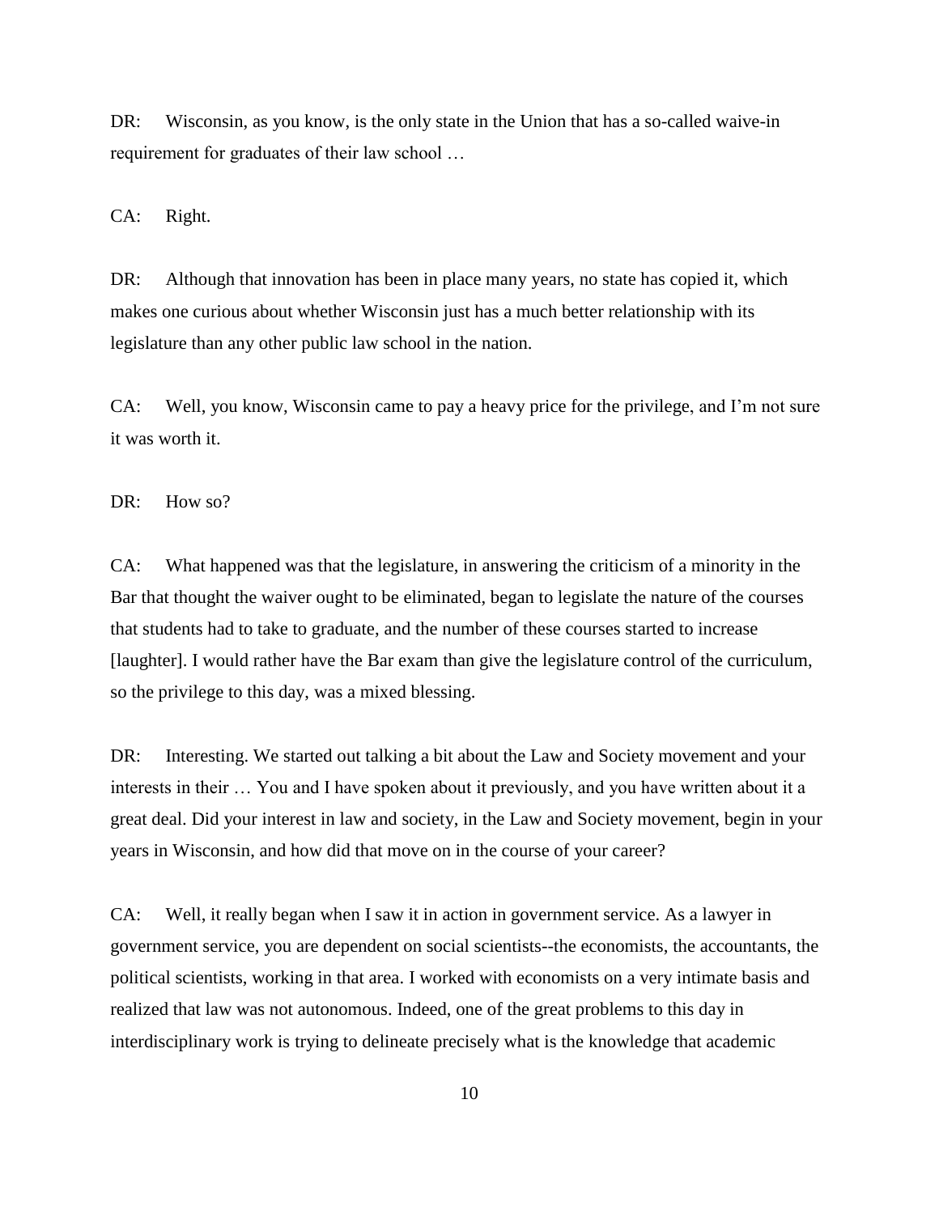DR: Wisconsin, as you know, is the only state in the Union that has a so-called waive-in requirement for graduates of their law school …

CA: Right.

DR: Although that innovation has been in place many years, no state has copied it, which makes one curious about whether Wisconsin just has a much better relationship with its legislature than any other public law school in the nation.

CA: Well, you know, Wisconsin came to pay a heavy price for the privilege, and I'm not sure it was worth it.

DR: How so?

CA: What happened was that the legislature, in answering the criticism of a minority in the Bar that thought the waiver ought to be eliminated, began to legislate the nature of the courses that students had to take to graduate, and the number of these courses started to increase [laughter]. I would rather have the Bar exam than give the legislature control of the curriculum, so the privilege to this day, was a mixed blessing.

DR: Interesting. We started out talking a bit about the Law and Society movement and your interests in their … You and I have spoken about it previously, and you have written about it a great deal. Did your interest in law and society, in the Law and Society movement, begin in your years in Wisconsin, and how did that move on in the course of your career?

CA: Well, it really began when I saw it in action in government service. As a lawyer in government service, you are dependent on social scientists--the economists, the accountants, the political scientists, working in that area. I worked with economists on a very intimate basis and realized that law was not autonomous. Indeed, one of the great problems to this day in interdisciplinary work is trying to delineate precisely what is the knowledge that academic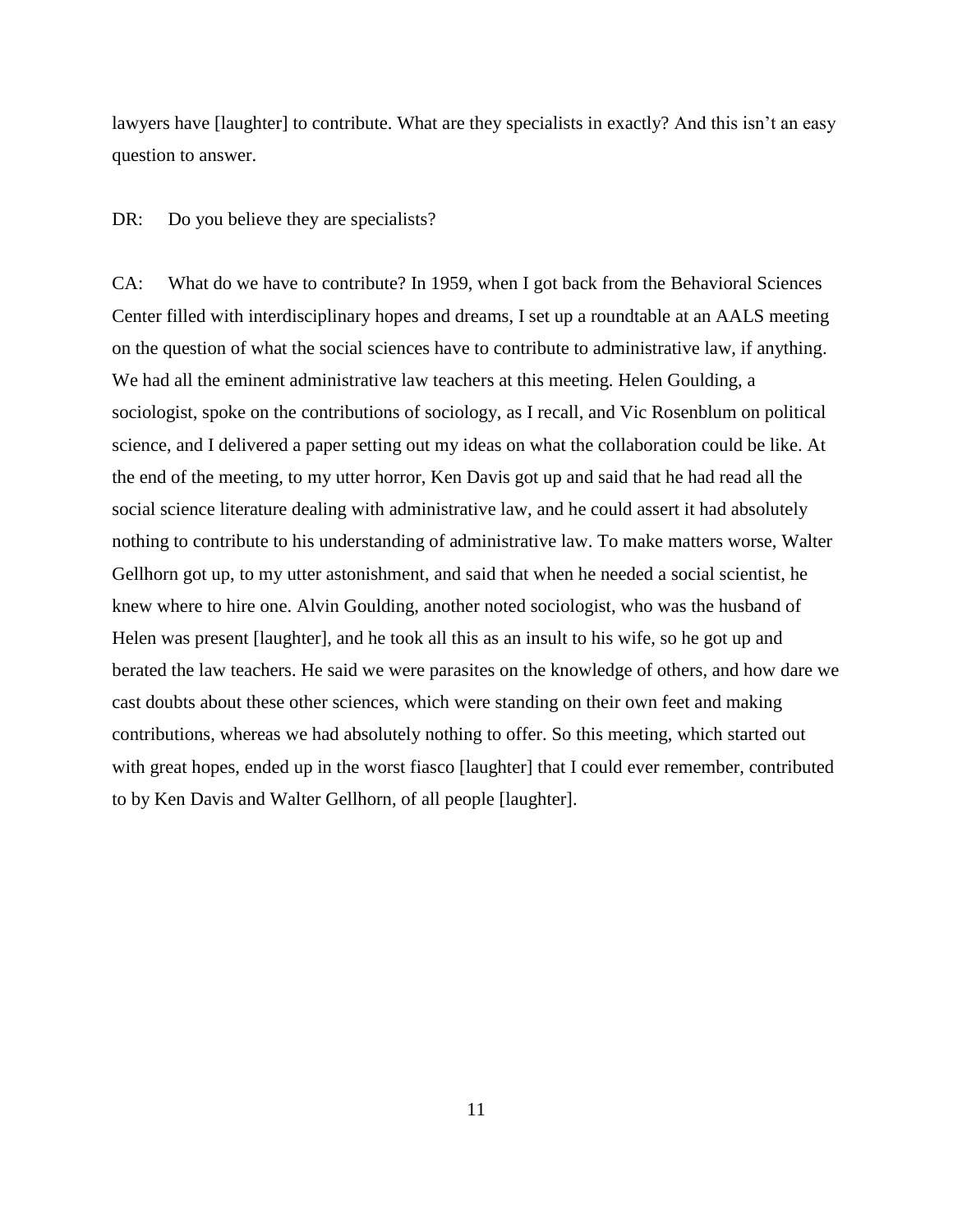lawyers have [laughter] to contribute. What are they specialists in exactly? And this isn't an easy question to answer.

DR: Do you believe they are specialists?

CA: What do we have to contribute? In 1959, when I got back from the Behavioral Sciences Center filled with interdisciplinary hopes and dreams, I set up a roundtable at an AALS meeting on the question of what the social sciences have to contribute to administrative law, if anything. We had all the eminent administrative law teachers at this meeting. Helen Goulding, a sociologist, spoke on the contributions of sociology, as I recall, and Vic Rosenblum on political science, and I delivered a paper setting out my ideas on what the collaboration could be like. At the end of the meeting, to my utter horror, Ken Davis got up and said that he had read all the social science literature dealing with administrative law, and he could assert it had absolutely nothing to contribute to his understanding of administrative law. To make matters worse, Walter Gellhorn got up, to my utter astonishment, and said that when he needed a social scientist, he knew where to hire one. Alvin Goulding, another noted sociologist, who was the husband of Helen was present [laughter], and he took all this as an insult to his wife, so he got up and berated the law teachers. He said we were parasites on the knowledge of others, and how dare we cast doubts about these other sciences, which were standing on their own feet and making contributions, whereas we had absolutely nothing to offer. So this meeting, which started out with great hopes, ended up in the worst fiasco [laughter] that I could ever remember, contributed to by Ken Davis and Walter Gellhorn, of all people [laughter].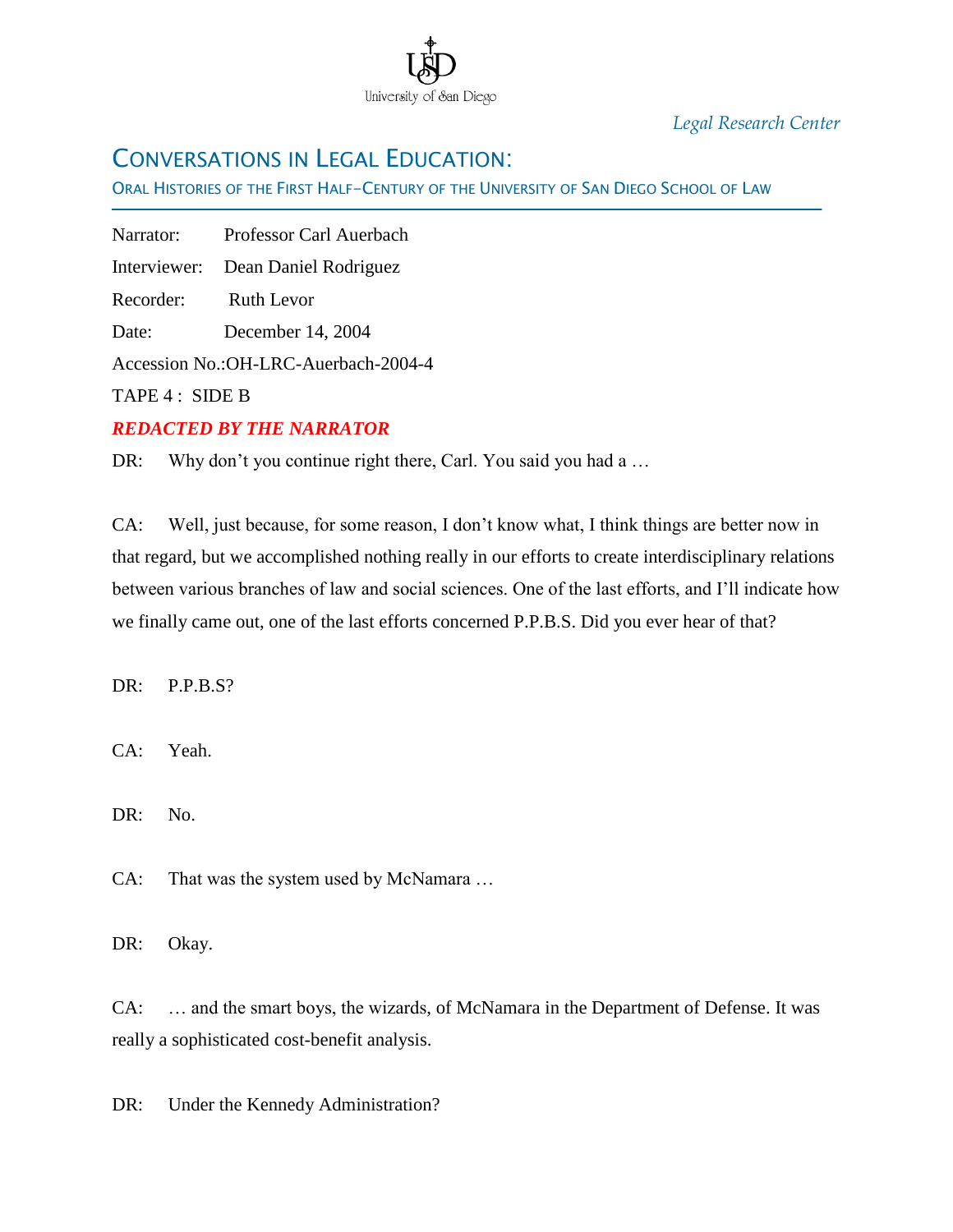*Legal Research Center*

# CONVERSATIONS IN LEGAL EDUCATION:

ORAL HISTORIES OF THE FIRST HALF–CENTURY OF THE UNIVERSITY OF SAN DIEGO SCHOOL OF LAW

Narrator: Professor Carl Auerbach

Interviewer: Dean Daniel Rodriguez

Recorder: Ruth Levor

Date: December 14, 2004

Accession No.:OH-LRC-Auerbach-2004-4

TAPE 4 : SIDE B

***REDACTED BY THE NARRATOR***

DR: Why don't you continue right there, Carl. You said you had a …

CA: Well, just because, for some reason, I don't know what, I think things are better now in that regard, but we accomplished nothing really in our efforts to create interdisciplinary relations between various branches of law and social sciences. One of the last efforts, and I'll indicate how we finally came out, one of the last efforts concerned P.P.B.S. Did you ever hear of that?

DR: P.P.B.S?

CA: Yeah.

DR: No.

CA: That was the system used by McNamara …

DR: Okay.

CA: … and the smart boys, the wizards, of McNamara in the Department of Defense. It was really a sophisticated cost-benefit analysis.

DR: Under the Kennedy Administration?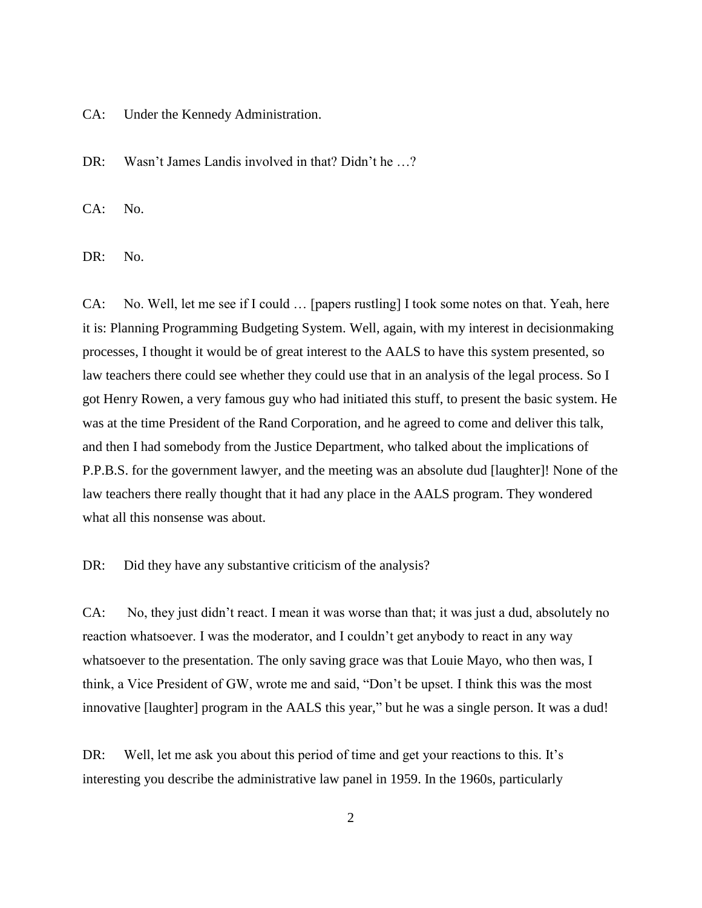CA: Under the Kennedy Administration.

DR: Wasn't James Landis involved in that? Didn't he …?

CA: No.

DR: No.

CA: No. Well, let me see if I could … [papers rustling] I took some notes on that. Yeah, here it is: Planning Programming Budgeting System. Well, again, with my interest in decisionmaking processes, I thought it would be of great interest to the AALS to have this system presented, so law teachers there could see whether they could use that in an analysis of the legal process. So I got Henry Rowen, a very famous guy who had initiated this stuff, to present the basic system. He was at the time President of the Rand Corporation, and he agreed to come and deliver this talk, and then I had somebody from the Justice Department, who talked about the implications of P.P.B.S. for the government lawyer, and the meeting was an absolute dud [laughter]! None of the law teachers there really thought that it had any place in the AALS program. They wondered what all this nonsense was about.

DR: Did they have any substantive criticism of the analysis?

CA: No, they just didn't react. I mean it was worse than that; it was just a dud, absolutely no reaction whatsoever. I was the moderator, and I couldn't get anybody to react in any way whatsoever to the presentation. The only saving grace was that Louie Mayo, who then was, I think, a Vice President of GW, wrote me and said, "Don't be upset. I think this was the most innovative [laughter] program in the AALS this year," but he was a single person. It was a dud!

DR: Well, let me ask you about this period of time and get your reactions to this. It's interesting you describe the administrative law panel in 1959. In the 1960s, particularly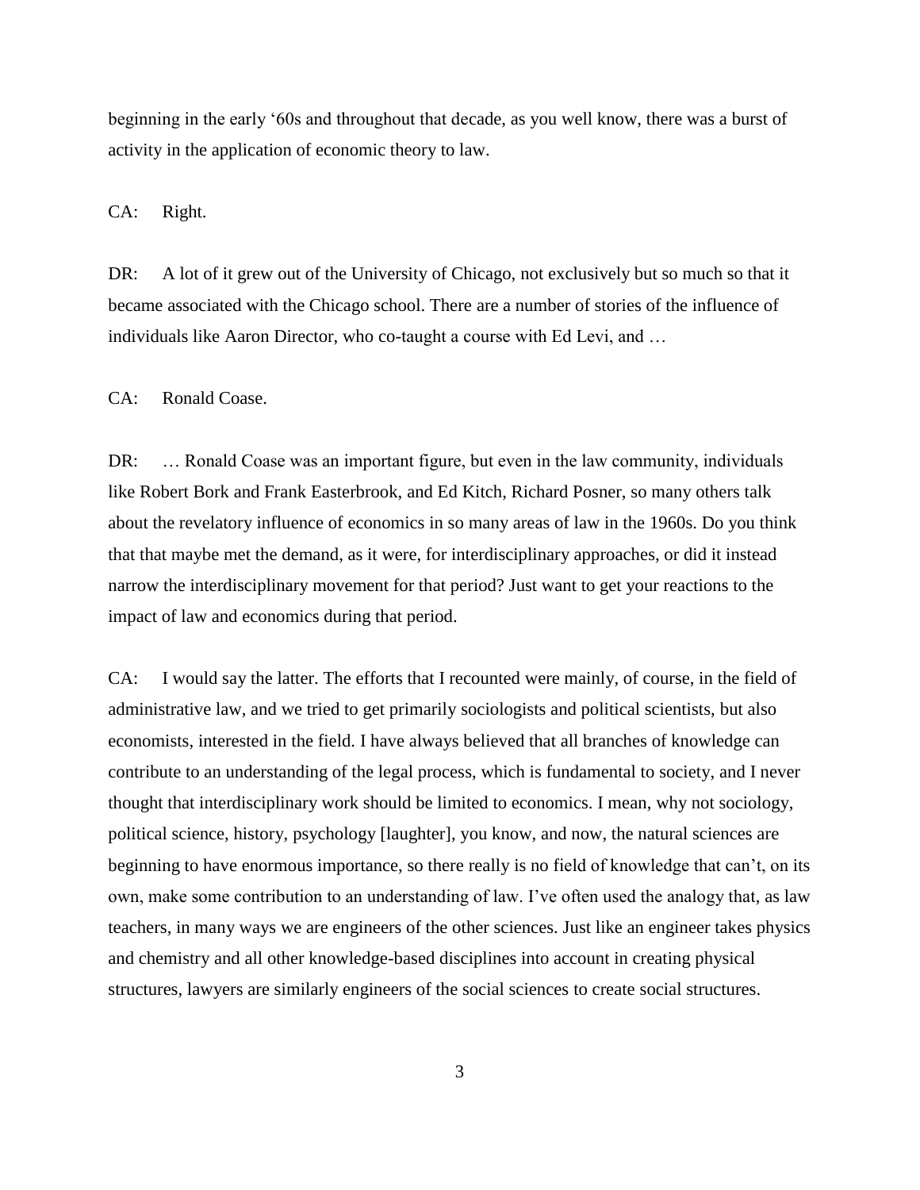beginning in the early '60s and throughout that decade, as you well know, there was a burst of activity in the application of economic theory to law.

CA: Right.

DR: A lot of it grew out of the University of Chicago, not exclusively but so much so that it became associated with the Chicago school. There are a number of stories of the influence of individuals like Aaron Director, who co-taught a course with Ed Levi, and …

CA: Ronald Coase.

DR: … Ronald Coase was an important figure, but even in the law community, individuals like Robert Bork and Frank Easterbrook, and Ed Kitch, Richard Posner, so many others talk about the revelatory influence of economics in so many areas of law in the 1960s. Do you think that that maybe met the demand, as it were, for interdisciplinary approaches, or did it instead narrow the interdisciplinary movement for that period? Just want to get your reactions to the impact of law and economics during that period.

CA: I would say the latter. The efforts that I recounted were mainly, of course, in the field of administrative law, and we tried to get primarily sociologists and political scientists, but also economists, interested in the field. I have always believed that all branches of knowledge can contribute to an understanding of the legal process, which is fundamental to society, and I never thought that interdisciplinary work should be limited to economics. I mean, why not sociology, political science, history, psychology [laughter], you know, and now, the natural sciences are beginning to have enormous importance, so there really is no field of knowledge that can't, on its own, make some contribution to an understanding of law. I've often used the analogy that, as law teachers, in many ways we are engineers of the other sciences. Just like an engineer takes physics and chemistry and all other knowledge-based disciplines into account in creating physical structures, lawyers are similarly engineers of the social sciences to create social structures.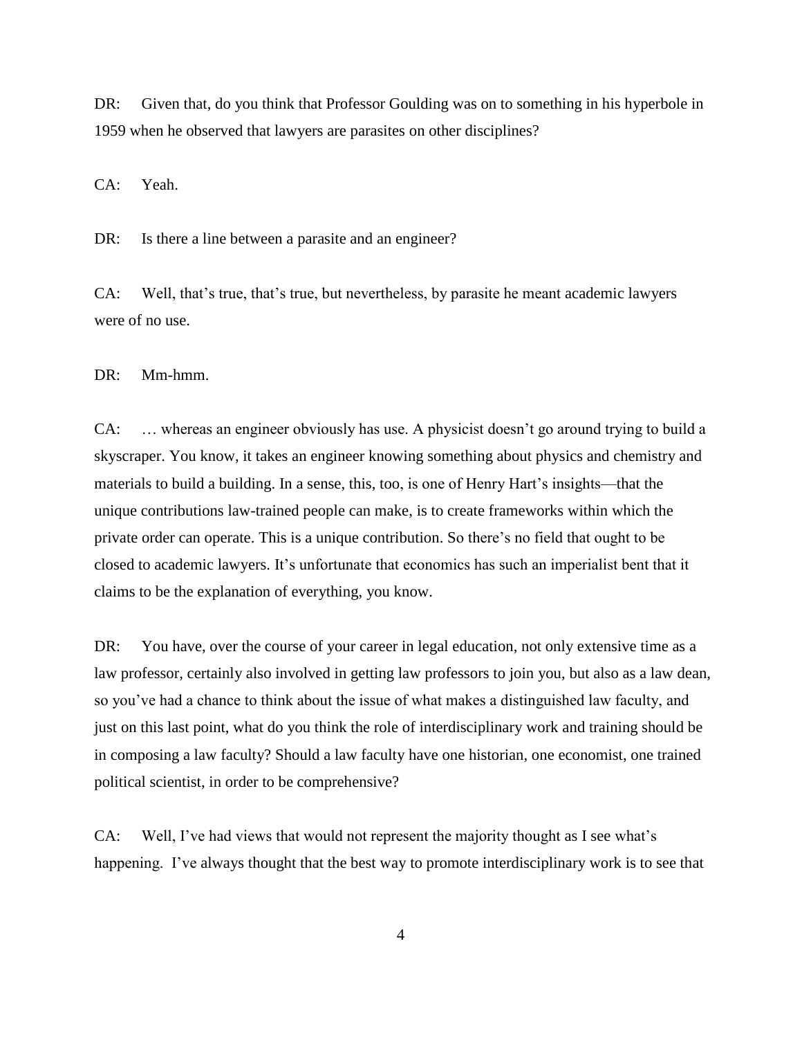DR: Given that, do you think that Professor Goulding was on to something in his hyperbole in 1959 when he observed that lawyers are parasites on other disciplines?

CA: Yeah.

DR: Is there a line between a parasite and an engineer?

CA: Well, that's true, that's true, but nevertheless, by parasite he meant academic lawyers were of no use.

DR: Mm-hmm.

CA: … whereas an engineer obviously has use. A physicist doesn't go around trying to build a skyscraper. You know, it takes an engineer knowing something about physics and chemistry and materials to build a building. In a sense, this, too, is one of Henry Hart's insights—that the unique contributions law-trained people can make, is to create frameworks within which the private order can operate. This is a unique contribution. So there's no field that ought to be closed to academic lawyers. It's unfortunate that economics has such an imperialist bent that it claims to be the explanation of everything, you know.

DR: You have, over the course of your career in legal education, not only extensive time as a law professor, certainly also involved in getting law professors to join you, but also as a law dean, so you've had a chance to think about the issue of what makes a distinguished law faculty, and just on this last point, what do you think the role of interdisciplinary work and training should be in composing a law faculty? Should a law faculty have one historian, one economist, one trained political scientist, in order to be comprehensive?

CA: Well, I've had views that would not represent the majority thought as I see what's happening. I've always thought that the best way to promote interdisciplinary work is to see that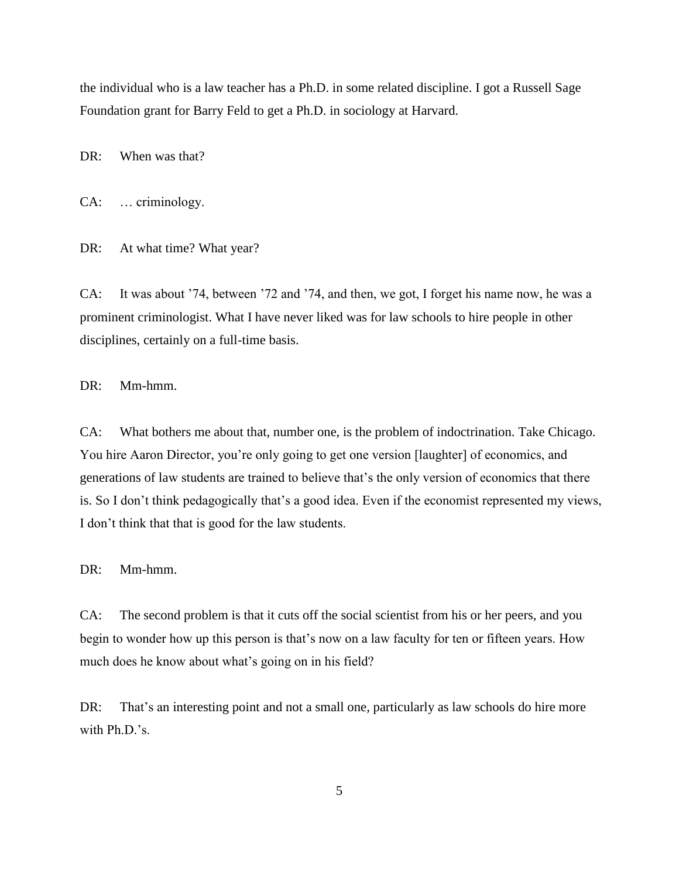the individual who is a law teacher has a Ph.D. in some related discipline. I got a Russell Sage Foundation grant for Barry Feld to get a Ph.D. in sociology at Harvard.

DR: When was that?

CA: … criminology.

DR: At what time? What year?

CA: It was about ’74, between ’72 and ’74, and then, we got, I forget his name now, he was a prominent criminologist. What I have never liked was for law schools to hire people in other disciplines, certainly on a full-time basis.

DR: Mm-hmm.

CA: What bothers me about that, number one, is the problem of indoctrination. Take Chicago. You hire Aaron Director, you’re only going to get one version [laughter] of economics, and generations of law students are trained to believe that’s the only version of economics that there is. So I don’t think pedagogically that’s a good idea. Even if the economist represented my views, I don’t think that that is good for the law students.

DR: Mm-hmm.

CA: The second problem is that it cuts off the social scientist from his or her peers, and you begin to wonder how up this person is that’s now on a law faculty for ten or fifteen years. How much does he know about what’s going on in his field?

DR: That’s an interesting point and not a small one, particularly as law schools do hire more with Ph.D.’s.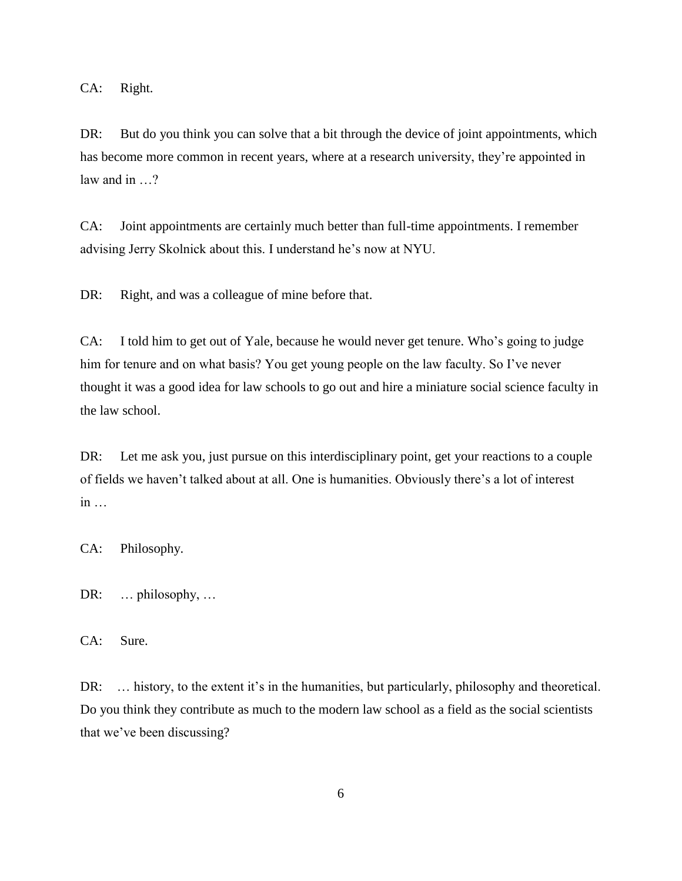CA: Right.

DR: But do you think you can solve that a bit through the device of joint appointments, which has become more common in recent years, where at a research university, they're appointed in law and in …?

CA: Joint appointments are certainly much better than full-time appointments. I remember advising Jerry Skolnick about this. I understand he's now at NYU.

DR: Right, and was a colleague of mine before that.

CA: I told him to get out of Yale, because he would never get tenure. Who's going to judge him for tenure and on what basis? You get young people on the law faculty. So I've never thought it was a good idea for law schools to go out and hire a miniature social science faculty in the law school.

DR: Let me ask you, just pursue on this interdisciplinary point, get your reactions to a couple of fields we haven't talked about at all. One is humanities. Obviously there's a lot of interest in …

CA: Philosophy.

DR: … philosophy, …

CA: Sure.

DR: … history, to the extent it's in the humanities, but particularly, philosophy and theoretical. Do you think they contribute as much to the modern law school as a field as the social scientists that we've been discussing?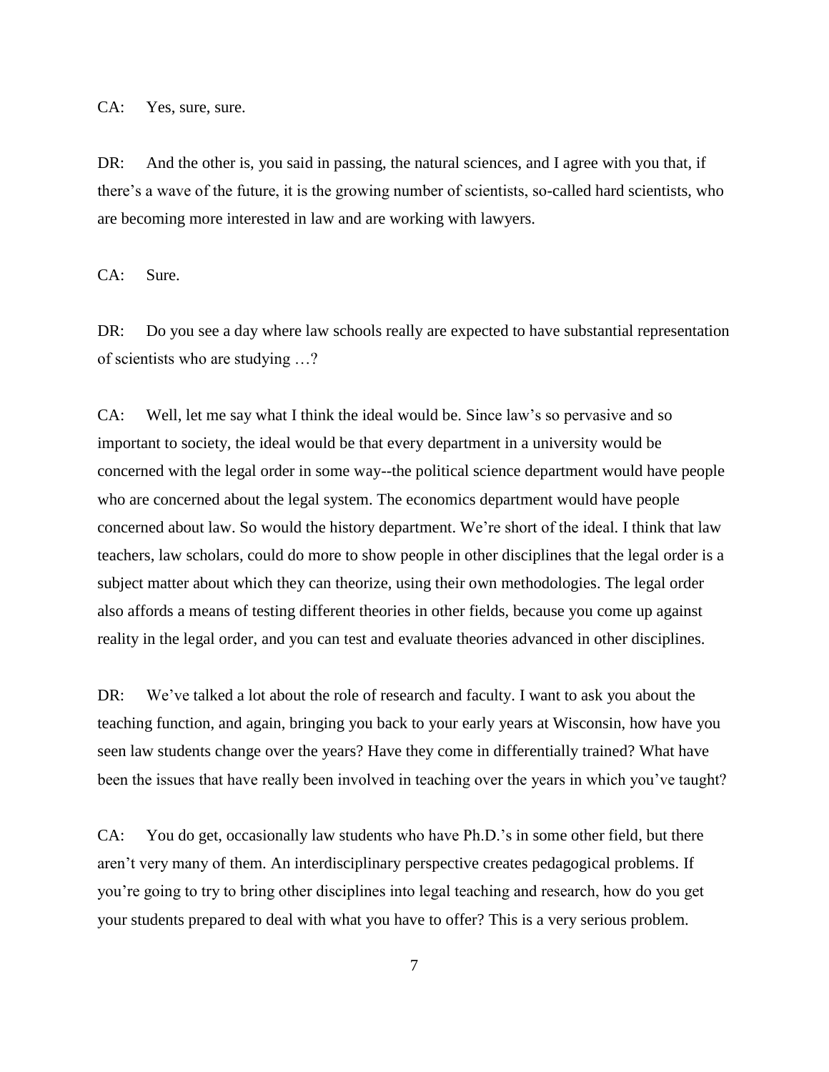CA: Yes, sure, sure.

DR: And the other is, you said in passing, the natural sciences, and I agree with you that, if there's a wave of the future, it is the growing number of scientists, so-called hard scientists, who are becoming more interested in law and are working with lawyers.

CA: Sure.

DR: Do you see a day where law schools really are expected to have substantial representation of scientists who are studying …?

CA: Well, let me say what I think the ideal would be. Since law's so pervasive and so important to society, the ideal would be that every department in a university would be concerned with the legal order in some way--the political science department would have people who are concerned about the legal system. The economics department would have people concerned about law. So would the history department. We're short of the ideal. I think that law teachers, law scholars, could do more to show people in other disciplines that the legal order is a subject matter about which they can theorize, using their own methodologies. The legal order also affords a means of testing different theories in other fields, because you come up against reality in the legal order, and you can test and evaluate theories advanced in other disciplines.

DR: We've talked a lot about the role of research and faculty. I want to ask you about the teaching function, and again, bringing you back to your early years at Wisconsin, how have you seen law students change over the years? Have they come in differentially trained? What have been the issues that have really been involved in teaching over the years in which you've taught?

CA: You do get, occasionally law students who have Ph.D.'s in some other field, but there aren't very many of them. An interdisciplinary perspective creates pedagogical problems. If you're going to try to bring other disciplines into legal teaching and research, how do you get your students prepared to deal with what you have to offer? This is a very serious problem.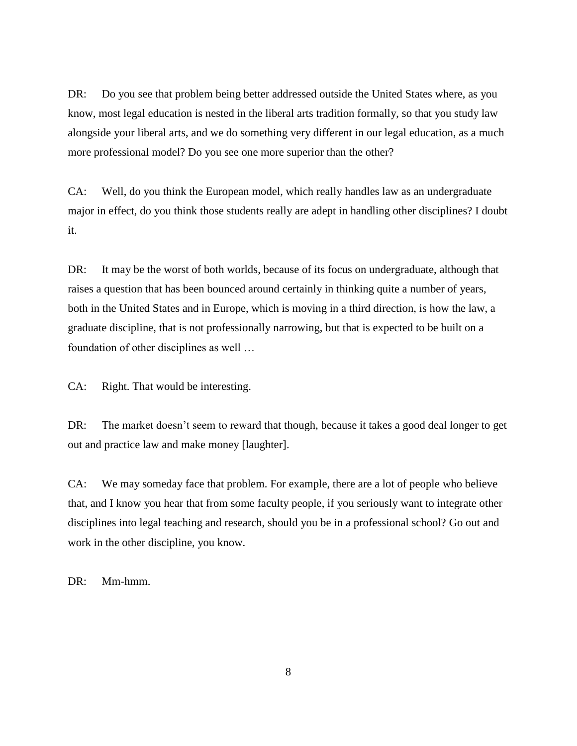DR: Do you see that problem being better addressed outside the United States where, as you know, most legal education is nested in the liberal arts tradition formally, so that you study law alongside your liberal arts, and we do something very different in our legal education, as a much more professional model? Do you see one more superior than the other?

CA: Well, do you think the European model, which really handles law as an undergraduate major in effect, do you think those students really are adept in handling other disciplines? I doubt it.

DR: It may be the worst of both worlds, because of its focus on undergraduate, although that raises a question that has been bounced around certainly in thinking quite a number of years, both in the United States and in Europe, which is moving in a third direction, is how the law, a graduate discipline, that is not professionally narrowing, but that is expected to be built on a foundation of other disciplines as well …

CA: Right. That would be interesting.

DR: The market doesn't seem to reward that though, because it takes a good deal longer to get out and practice law and make money [laughter].

CA: We may someday face that problem. For example, there are a lot of people who believe that, and I know you hear that from some faculty people, if you seriously want to integrate other disciplines into legal teaching and research, should you be in a professional school? Go out and work in the other discipline, you know.

DR: Mm-hmm.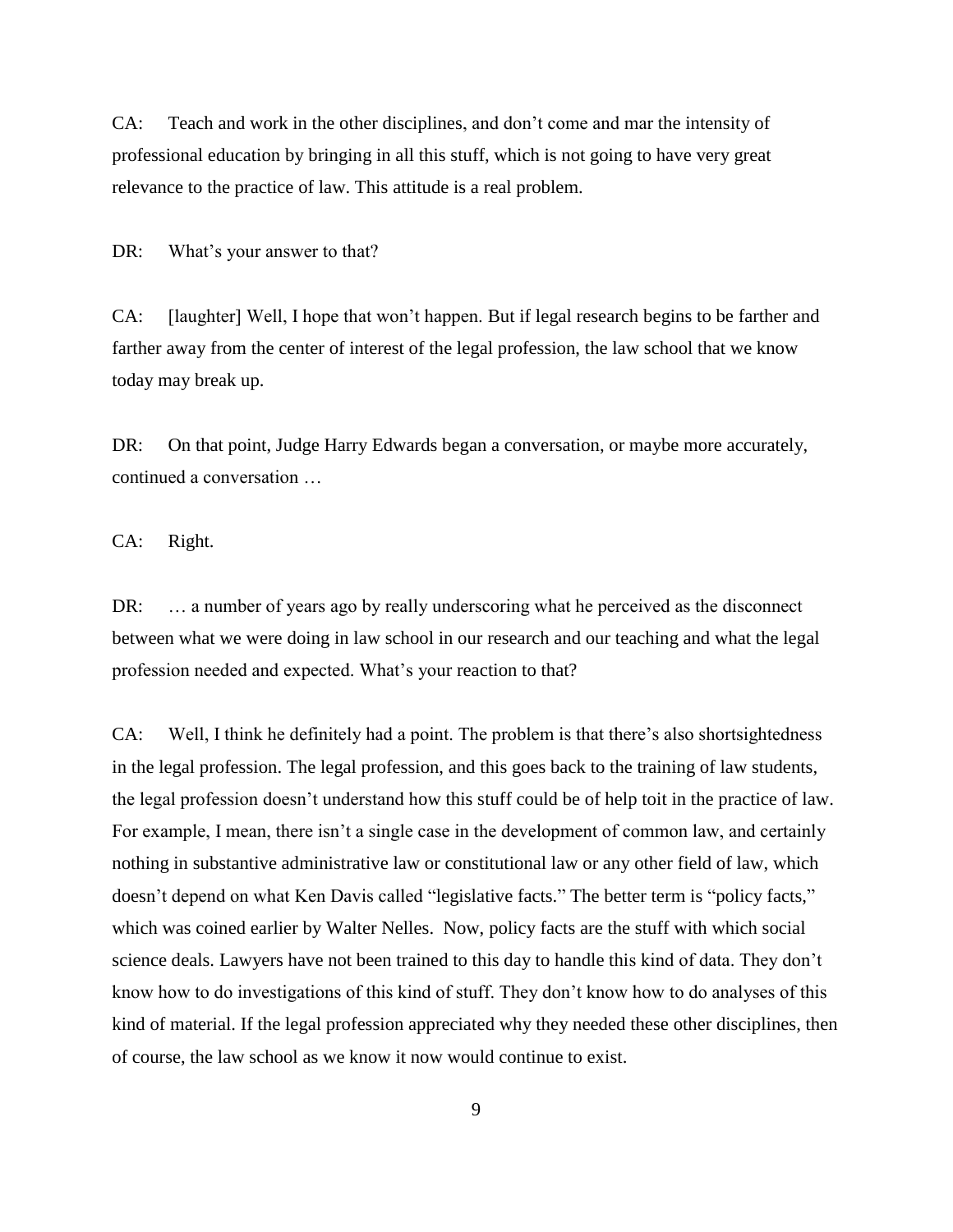CA: Teach and work in the other disciplines, and don't come and mar the intensity of professional education by bringing in all this stuff, which is not going to have very great relevance to the practice of law. This attitude is a real problem.

DR: What's your answer to that?

CA: [laughter] Well, I hope that won't happen. But if legal research begins to be farther and farther away from the center of interest of the legal profession, the law school that we know today may break up.

DR: On that point, Judge Harry Edwards began a conversation, or maybe more accurately, continued a conversation …

CA: Right.

DR: … a number of years ago by really underscoring what he perceived as the disconnect between what we were doing in law school in our research and our teaching and what the legal profession needed and expected. What's your reaction to that?

CA: Well, I think he definitely had a point. The problem is that there's also shortsightedness in the legal profession. The legal profession, and this goes back to the training of law students, the legal profession doesn't understand how this stuff could be of help toit in the practice of law. For example, I mean, there isn't a single case in the development of common law, and certainly nothing in substantive administrative law or constitutional law or any other field of law, which doesn't depend on what Ken Davis called "legislative facts." The better term is "policy facts," which was coined earlier by Walter Nelles. Now, policy facts are the stuff with which social science deals. Lawyers have not been trained to this day to handle this kind of data. They don't know how to do investigations of this kind of stuff. They don't know how to do analyses of this kind of material. If the legal profession appreciated why they needed these other disciplines, then of course, the law school as we know it now would continue to exist.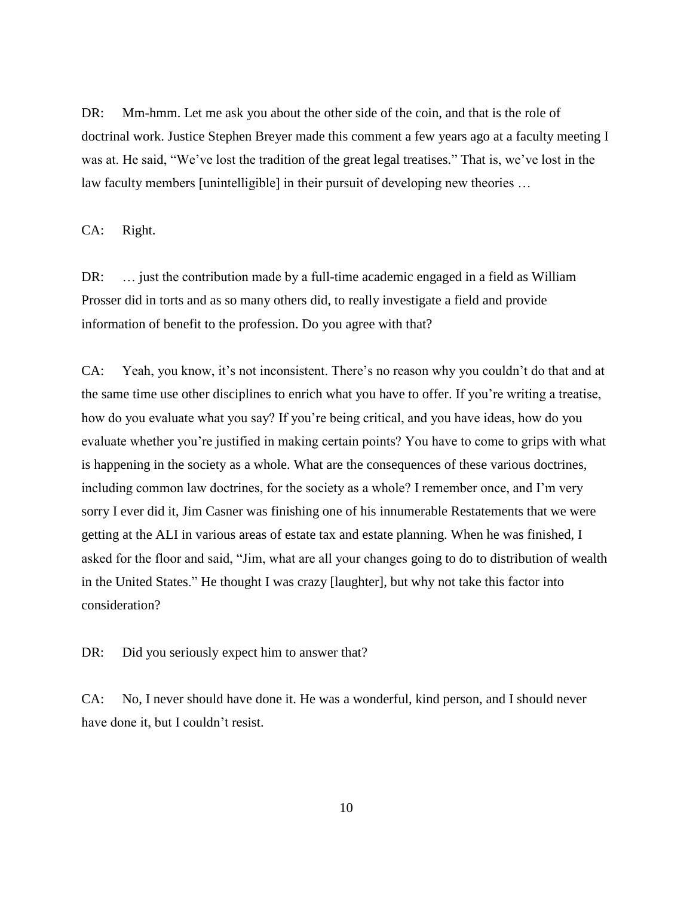DR: Mm-hmm. Let me ask you about the other side of the coin, and that is the role of doctrinal work. Justice Stephen Breyer made this comment a few years ago at a faculty meeting I was at. He said, "We've lost the tradition of the great legal treatises." That is, we've lost in the law faculty members [unintelligible] in their pursuit of developing new theories …

CA: Right.

DR: … just the contribution made by a full-time academic engaged in a field as William Prosser did in torts and as so many others did, to really investigate a field and provide information of benefit to the profession. Do you agree with that?

CA: Yeah, you know, it's not inconsistent. There's no reason why you couldn't do that and at the same time use other disciplines to enrich what you have to offer. If you're writing a treatise, how do you evaluate what you say? If you're being critical, and you have ideas, how do you evaluate whether you're justified in making certain points? You have to come to grips with what is happening in the society as a whole. What are the consequences of these various doctrines, including common law doctrines, for the society as a whole? I remember once, and I'm very sorry I ever did it, Jim Casner was finishing one of his innumerable Restatements that we were getting at the ALI in various areas of estate tax and estate planning. When he was finished, I asked for the floor and said, "Jim, what are all your changes going to do to distribution of wealth in the United States." He thought I was crazy [laughter], but why not take this factor into consideration?

DR: Did you seriously expect him to answer that?

CA: No, I never should have done it. He was a wonderful, kind person, and I should never have done it, but I couldn't resist.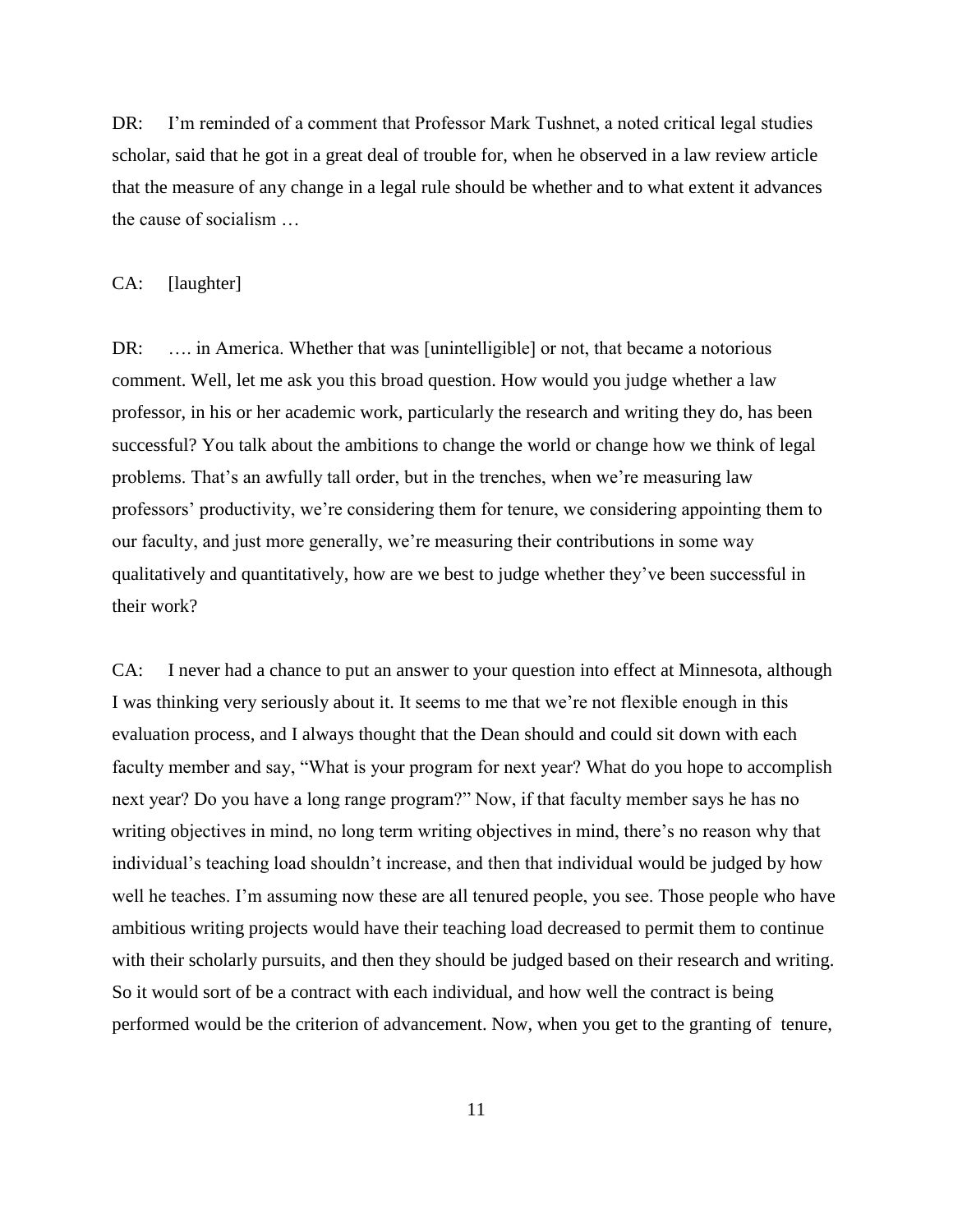DR: I'm reminded of a comment that Professor Mark Tushnet, a noted critical legal studies scholar, said that he got in a great deal of trouble for, when he observed in a law review article that the measure of any change in a legal rule should be whether and to what extent it advances the cause of socialism …

CA: [laughter]

DR: …. in America. Whether that was [unintelligible] or not, that became a notorious comment. Well, let me ask you this broad question. How would you judge whether a law professor, in his or her academic work, particularly the research and writing they do, has been successful? You talk about the ambitions to change the world or change how we think of legal problems. That's an awfully tall order, but in the trenches, when we're measuring law professors' productivity, we're considering them for tenure, we considering appointing them to our faculty, and just more generally, we're measuring their contributions in some way qualitatively and quantitatively, how are we best to judge whether they've been successful in their work?

CA: I never had a chance to put an answer to your question into effect at Minnesota, although I was thinking very seriously about it. It seems to me that we're not flexible enough in this evaluation process, and I always thought that the Dean should and could sit down with each faculty member and say, "What is your program for next year? What do you hope to accomplish next year? Do you have a long range program?" Now, if that faculty member says he has no writing objectives in mind, no long term writing objectives in mind, there's no reason why that individual's teaching load shouldn't increase, and then that individual would be judged by how well he teaches. I'm assuming now these are all tenured people, you see. Those people who have ambitious writing projects would have their teaching load decreased to permit them to continue with their scholarly pursuits, and then they should be judged based on their research and writing. So it would sort of be a contract with each individual, and how well the contract is being performed would be the criterion of advancement. Now, when you get to the granting of tenure,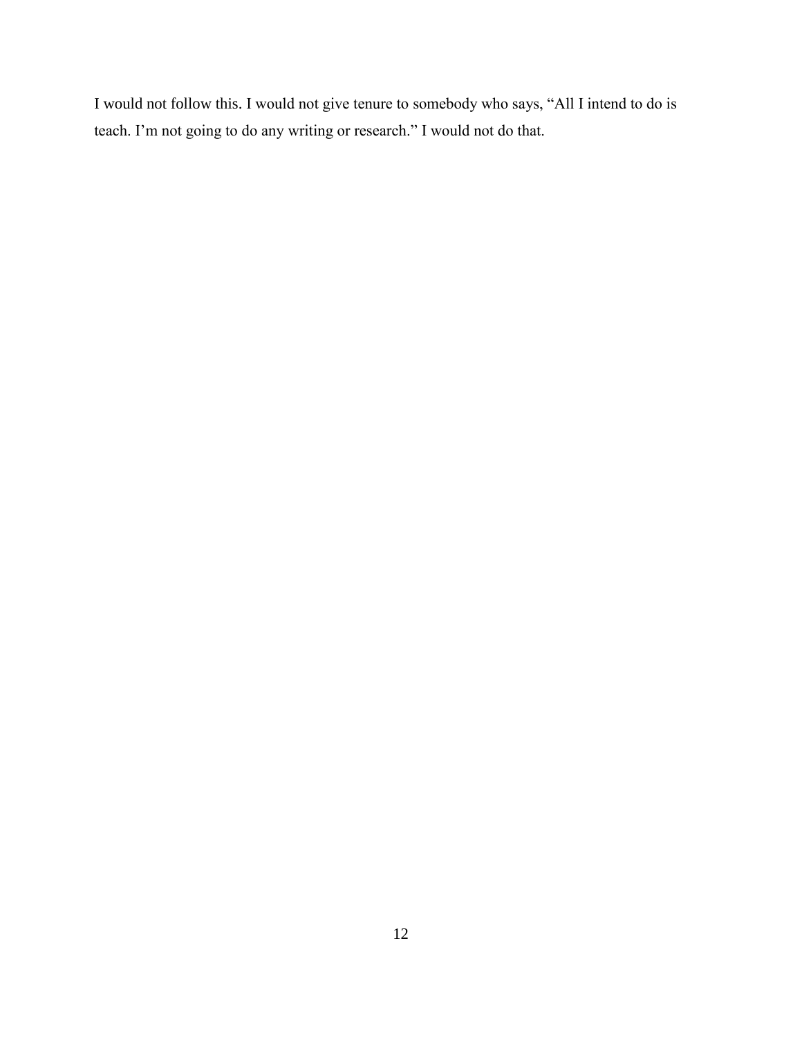I would not follow this. I would not give tenure to somebody who says, "All I intend to do is teach. I'm not going to do any writing or research." I would not do that.